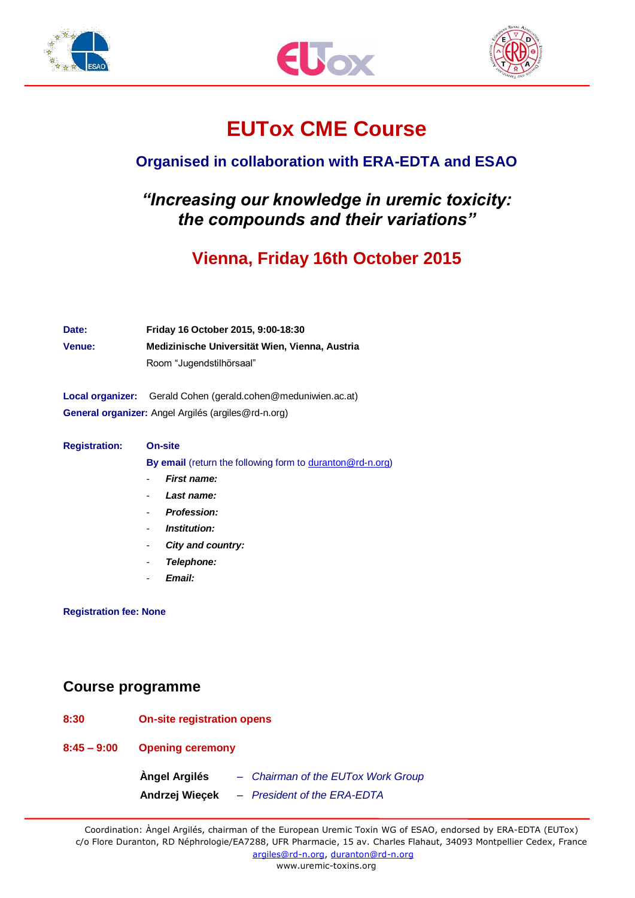# EUTox CME Course

### Organised in collaboration with ERA-EDTA and ESAO

## *"Increasing our knowledge in uremic toxicity: the compounds and their variations"*

## Vienna, Friday 16th October 2015

**Date:** **Friday 16 October 2015, 9:00-18:30**

**Venue:** **Medizinische Universität Wien, Vienna, Austria**
Room "Jugendstilhörsaal"

**Local organizer:** Gerald Cohen (gerald.cohen@meduniwien.ac.at)

**General organizer:** Angel Argilés (argiles@rd-n.org)

**Registration:** **On-site**

**By email** (return the following form to duranton@rd-n.org)

- ***First name:***
- ***Last name:***
- ***Profession:***
- ***Institution:***
- ***City and country:***
- ***Telephone:***
- ***Email:***

**Registration fee: None**

## Course programme

**8:30** **On-site registration opens**

**8:45 – 9:00** **Opening ceremony**

**Àngel Argilés** – *Chairman of the EUTox Work Group*

**Andrzej Wieçek** – *President of the ERA-EDTA*

Coordination: Àngel Argilés, chairman of the European Uremic Toxin WG of ESAO, endorsed by ERA-EDTA (EUTox)
c/o Flore Duranton, RD Néphrologie/EA7288, UFR Pharmacie, 15 av. Charles Flahaut, 34093 Montpellier Cedex, France
argiles@rd-n.org, duranton@rd-n.org
www.uremic-toxins.org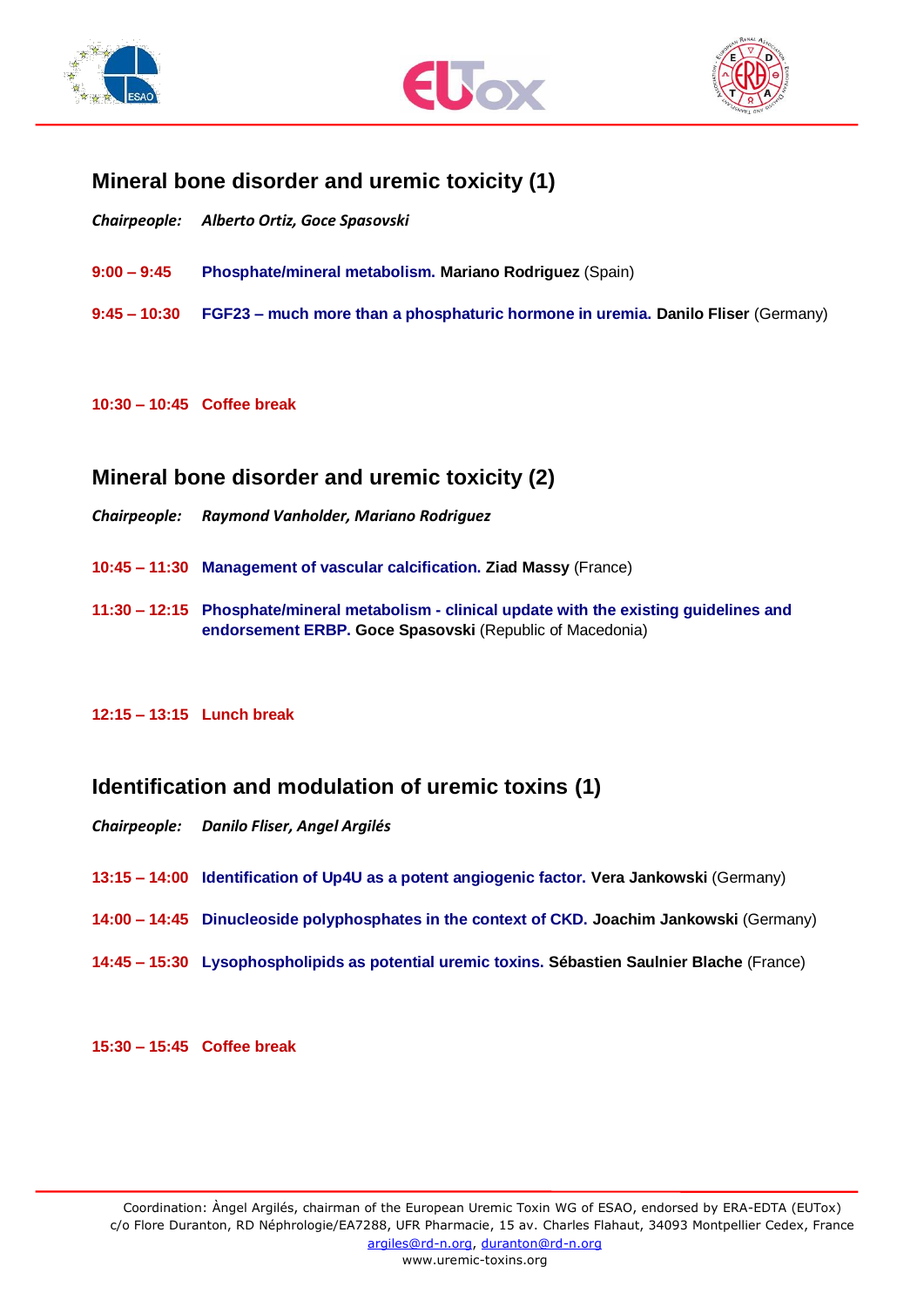## Mineral bone disorder and uremic toxicity (1)

***Chairpeople:*** *Alberto Ortiz, Goce Spasovski*

**9:00 – 9:45** **Phosphate/mineral metabolism.** **Mariano Rodriguez** (Spain)

**9:45 – 10:30** **FGF23 – much more than a phosphaturic hormone in uremia.** **Danilo Fliser** (Germany)

**10:30 – 10:45** **Coffee break**

## Mineral bone disorder and uremic toxicity (2)

***Chairpeople:*** *Raymond Vanholder, Mariano Rodriguez*

**10:45 – 11:30** **Management of vascular calcification.** **Ziad Massy** (France)

**11:30 – 12:15** **Phosphate/mineral metabolism - clinical update with the existing guidelines and endorsement ERBP.** **Goce Spasovski** (Republic of Macedonia)

**12:15 – 13:15** **Lunch break**

## Identification and modulation of uremic toxins (1)

***Chairpeople:*** *Danilo Fliser, Angel Argilés*

**13:15 – 14:00** **Identification of Up4U as a potent angiogenic factor.** **Vera Jankowski** (Germany)

**14:00 – 14:45** **Dinucleoside polyphosphates in the context of CKD.** **Joachim Jankowski** (Germany)

**14:45 – 15:30** **Lysophospholipids as potential uremic toxins.** **Sébastien Saulnier Blache** (France)

**15:30 – 15:45** **Coffee break**

Coordination: Àngel Argilés, chairman of the European Uremic Toxin WG of ESAO, endorsed by ERA-EDTA (EUTox)
c/o Flore Duranton, RD Néphrologie/EA7288, UFR Pharmacie, 15 av. Charles Flahaut, 34093 Montpellier Cedex, France
argiles@rd-n.org, duranton@rd-n.org
www.uremic-toxins.org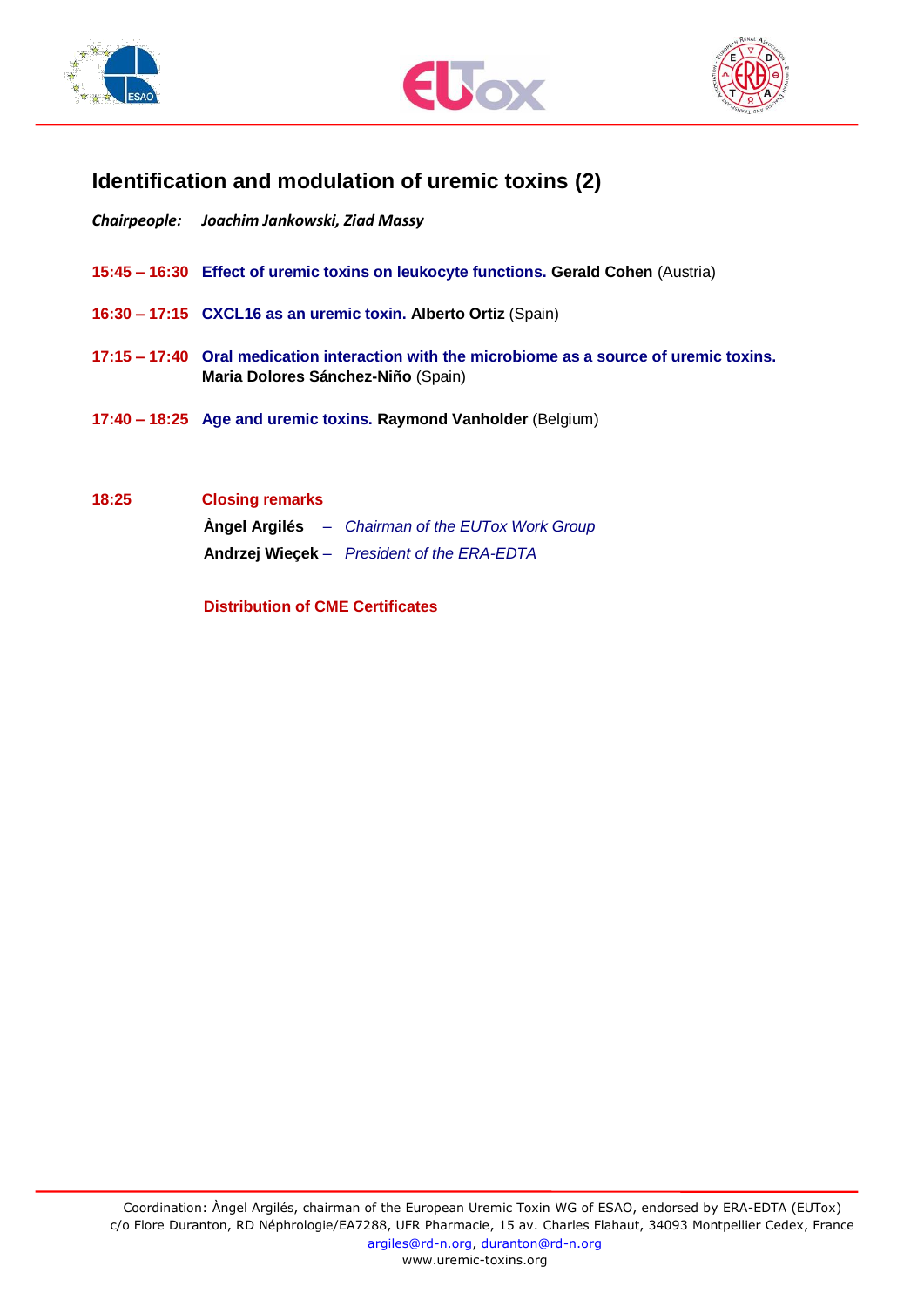## Identification and modulation of uremic toxins (2)

***Chairpeople:*** ***Joachim Jankowski, Ziad Massy***

**15:45 – 16:30** **Effect of uremic toxins on leukocyte functions.** **Gerald Cohen** (Austria)

**16:30 – 17:15** **CXCL16 as an uremic toxin.** **Alberto Ortiz** (Spain)

**17:15 – 17:40** **Oral medication interaction with the microbiome as a source of uremic toxins.** **Maria Dolores Sánchez-Niño** (Spain)

**17:40 – 18:25** **Age and uremic toxins.** **Raymond Vanholder** (Belgium)

**18:25** **Closing remarks**

**Àngel Argilés** – *Chairman of the EUTox Work Group*

**Andrzej Wieçek** – *President of the ERA-EDTA*

**Distribution of CME Certificates**

Coordination: Àngel Argilés, chairman of the European Uremic Toxin WG of ESAO, endorsed by ERA-EDTA (EUTox)
c/o Flore Duranton, RD Néphrologie/EA7288, UFR Pharmacie, 15 av. Charles Flahaut, 34093 Montpellier Cedex, France
argiles@rd-n.org, duranton@rd-n.org
www.uremic-toxins.org